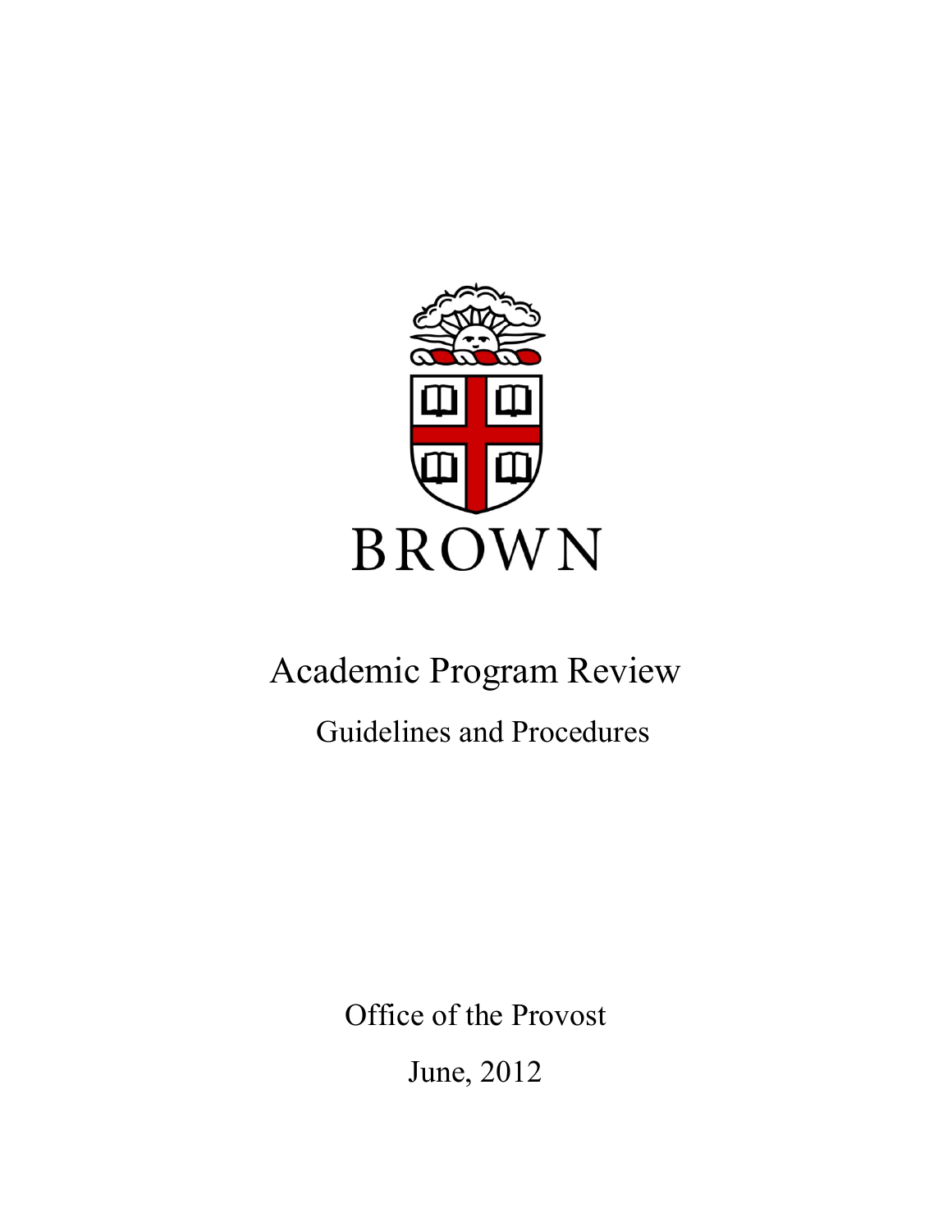BROWN

# Academic Program Review

## Guidelines and Procedures

Office of the Provost

June, 2012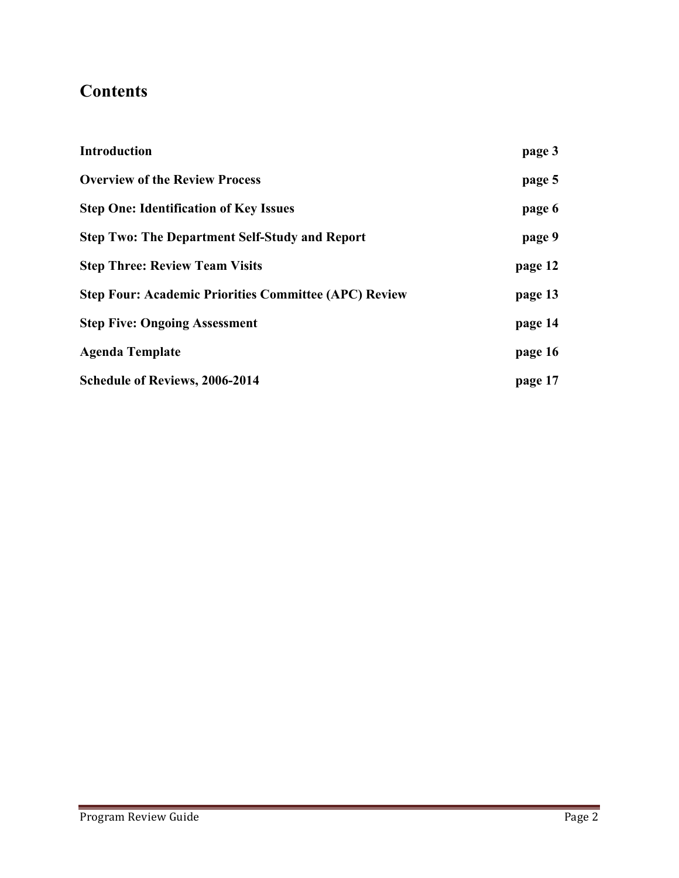# Contents

| | |
|---|---|
| **Introduction** | **page 3** |
| **Overview of the Review Process** | **page 5** |
| **Step One: Identification of Key Issues** | **page 6** |
| **Step Two: The Department Self-Study and Report** | **page 9** |
| **Step Three: Review Team Visits** | **page 12** |
| **Step Four: Academic Priorities Committee (APC) Review** | **page 13** |
| **Step Five: Ongoing Assessment** | **page 14** |
| **Agenda Template** | **page 16** |
| **Schedule of Reviews, 2006-2014** | **page 17** |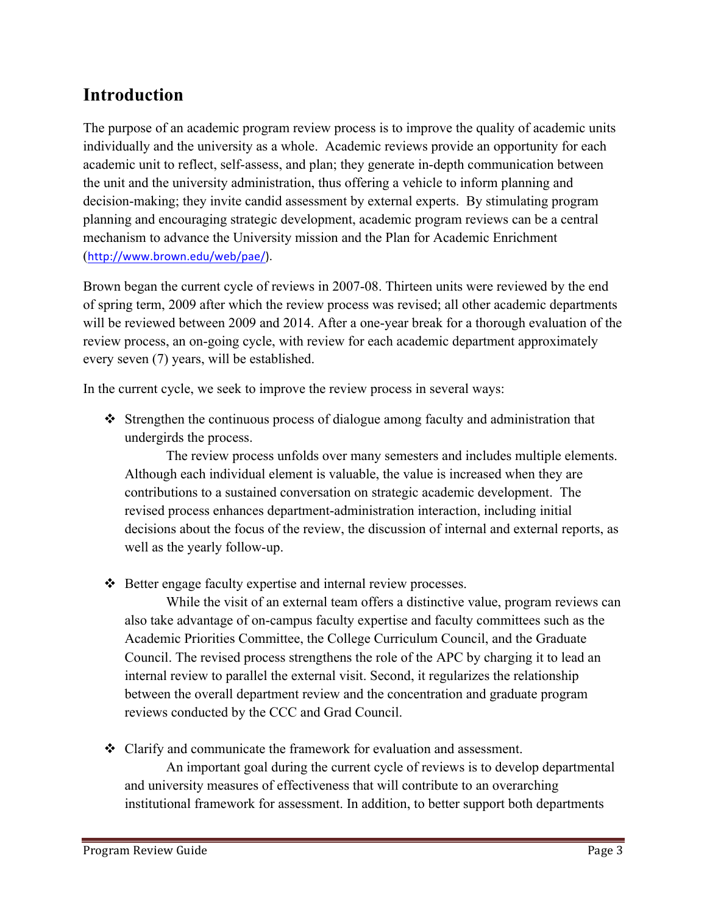## Introduction

The purpose of an academic program review process is to improve the quality of academic units individually and the university as a whole. Academic reviews provide an opportunity for each academic unit to reflect, self-assess, and plan; they generate in-depth communication between the unit and the university administration, thus offering a vehicle to inform planning and decision-making; they invite candid assessment by external experts. By stimulating program planning and encouraging strategic development, academic program reviews can be a central mechanism to advance the University mission and the Plan for Academic Enrichment (http://www.brown.edu/web/pae/).

Brown began the current cycle of reviews in 2007-08. Thirteen units were reviewed by the end of spring term, 2009 after which the review process was revised; all other academic departments will be reviewed between 2009 and 2014. After a one-year break for a thorough evaluation of the review process, an on-going cycle, with review for each academic department approximately every seven (7) years, will be established.

In the current cycle, we seek to improve the review process in several ways:

- Strengthen the continuous process of dialogue among faculty and administration that undergirds the process.

  The review process unfolds over many semesters and includes multiple elements. Although each individual element is valuable, the value is increased when they are contributions to a sustained conversation on strategic academic development. The revised process enhances department-administration interaction, including initial decisions about the focus of the review, the discussion of internal and external reports, as well as the yearly follow-up.

- Better engage faculty expertise and internal review processes.

  While the visit of an external team offers a distinctive value, program reviews can also take advantage of on-campus faculty expertise and faculty committees such as the Academic Priorities Committee, the College Curriculum Council, and the Graduate Council. The revised process strengthens the role of the APC by charging it to lead an internal review to parallel the external visit. Second, it regularizes the relationship between the overall department review and the concentration and graduate program reviews conducted by the CCC and Grad Council.

- Clarify and communicate the framework for evaluation and assessment.

  An important goal during the current cycle of reviews is to develop departmental and university measures of effectiveness that will contribute to an overarching institutional framework for assessment. In addition, to better support both departments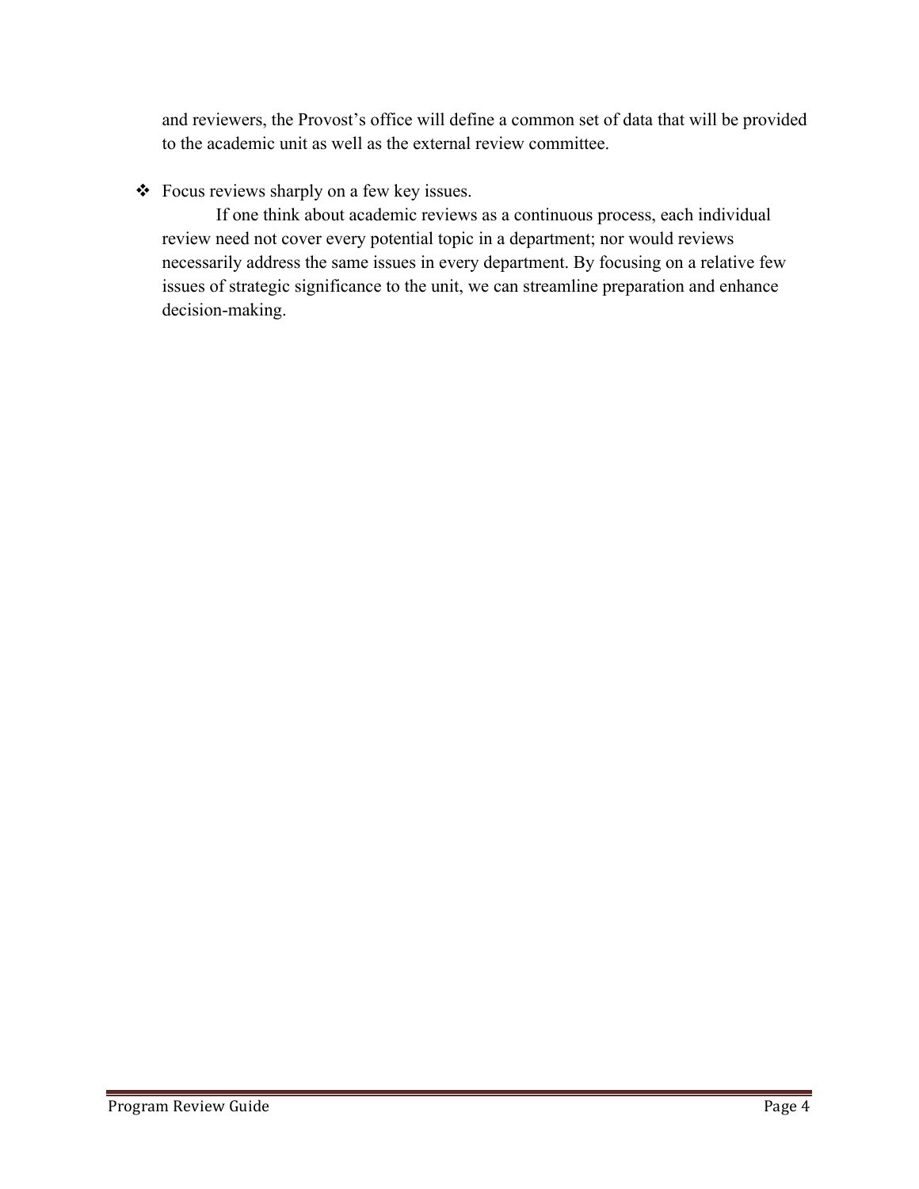and reviewers, the Provost's office will define a common set of data that will be provided to the academic unit as well as the external review committee.

- Focus reviews sharply on a few key issues.

  If one think about academic reviews as a continuous process, each individual review need not cover every potential topic in a department; nor would reviews necessarily address the same issues in every department. By focusing on a relative few issues of strategic significance to the unit, we can streamline preparation and enhance decision-making.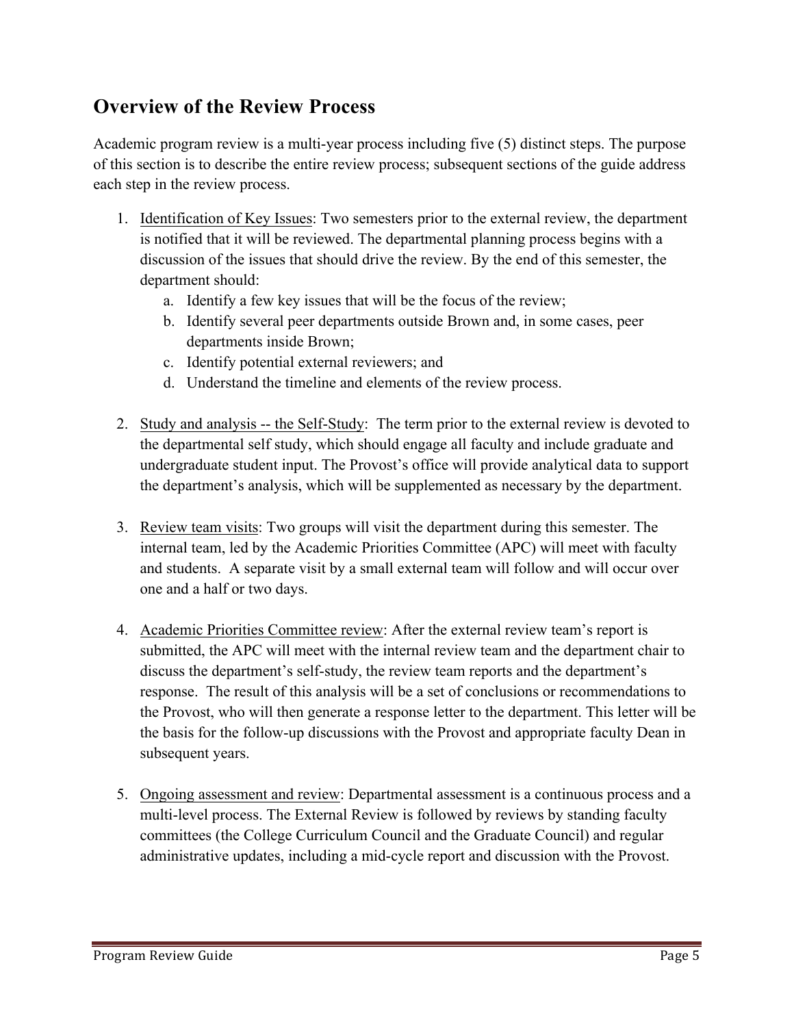## Overview of the Review Process

Academic program review is a multi-year process including five (5) distinct steps. The purpose of this section is to describe the entire review process; subsequent sections of the guide address each step in the review process.

1. Identification of Key Issues: Two semesters prior to the external review, the department is notified that it will be reviewed. The departmental planning process begins with a discussion of the issues that should drive the review. By the end of this semester, the department should:
    a. Identify a few key issues that will be the focus of the review;
    b. Identify several peer departments outside Brown and, in some cases, peer departments inside Brown;
    c. Identify potential external reviewers; and
    d. Understand the timeline and elements of the review process.

2. Study and analysis -- the Self-Study: The term prior to the external review is devoted to the departmental self study, which should engage all faculty and include graduate and undergraduate student input. The Provost's office will provide analytical data to support the department's analysis, which will be supplemented as necessary by the department.

3. Review team visits: Two groups will visit the department during this semester. The internal team, led by the Academic Priorities Committee (APC) will meet with faculty and students. A separate visit by a small external team will follow and will occur over one and a half or two days.

4. Academic Priorities Committee review: After the external review team's report is submitted, the APC will meet with the internal review team and the department chair to discuss the department's self-study, the review team reports and the department's response. The result of this analysis will be a set of conclusions or recommendations to the Provost, who will then generate a response letter to the department. This letter will be the basis for the follow-up discussions with the Provost and appropriate faculty Dean in subsequent years.

5. Ongoing assessment and review: Departmental assessment is a continuous process and a multi-level process. The External Review is followed by reviews by standing faculty committees (the College Curriculum Council and the Graduate Council) and regular administrative updates, including a mid-cycle report and discussion with the Provost.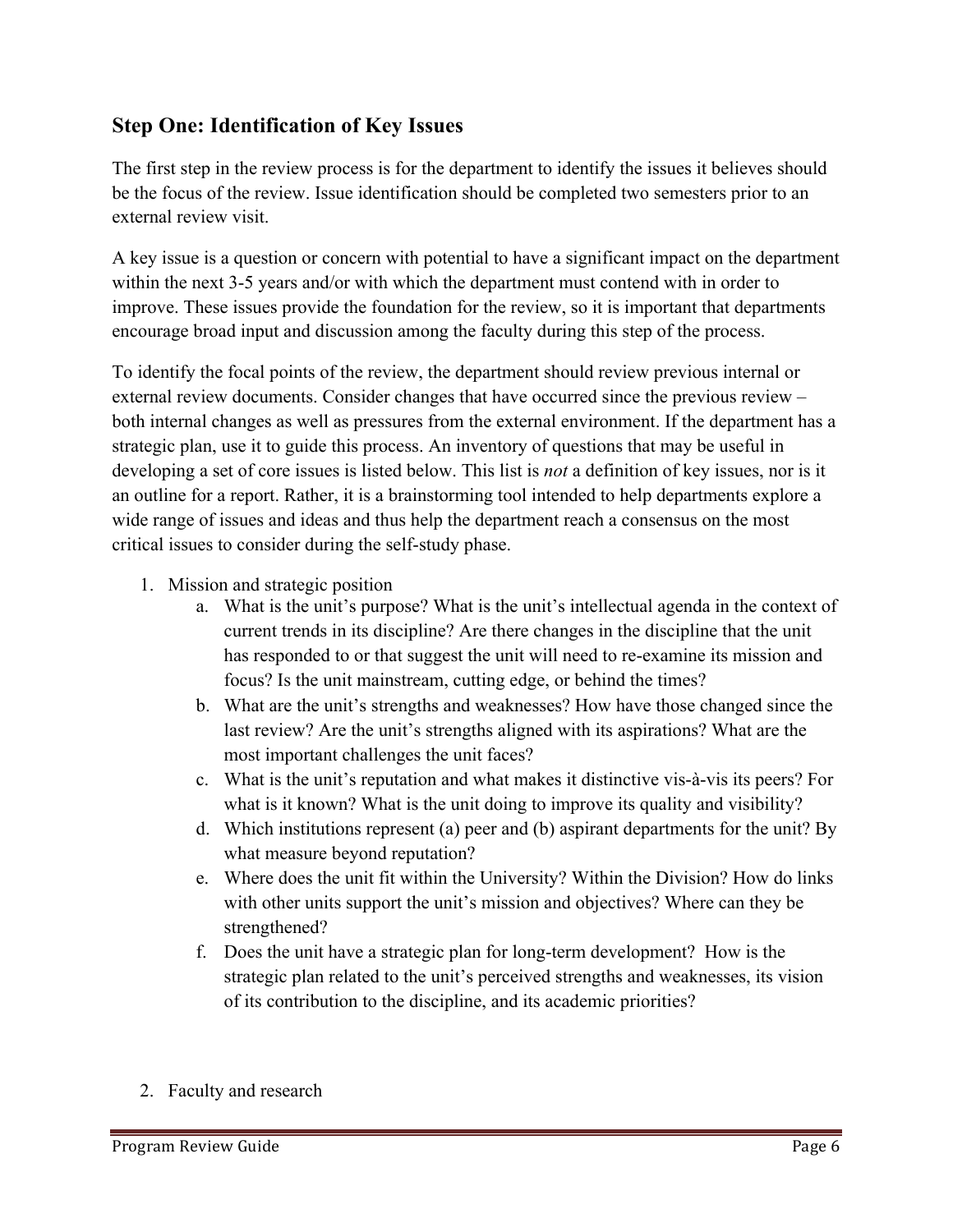## Step One: Identification of Key Issues

The first step in the review process is for the department to identify the issues it believes should be the focus of the review. Issue identification should be completed two semesters prior to an external review visit.

A key issue is a question or concern with potential to have a significant impact on the department within the next 3-5 years and/or with which the department must contend with in order to improve. These issues provide the foundation for the review, so it is important that departments encourage broad input and discussion among the faculty during this step of the process.

To identify the focal points of the review, the department should review previous internal or external review documents. Consider changes that have occurred since the previous review – both internal changes as well as pressures from the external environment. If the department has a strategic plan, use it to guide this process. An inventory of questions that may be useful in developing a set of core issues is listed below. This list is *not* a definition of key issues, nor is it an outline for a report. Rather, it is a brainstorming tool intended to help departments explore a wide range of issues and ideas and thus help the department reach a consensus on the most critical issues to consider during the self-study phase.

1. Mission and strategic position
    a. What is the unit's purpose? What is the unit's intellectual agenda in the context of current trends in its discipline? Are there changes in the discipline that the unit has responded to or that suggest the unit will need to re-examine its mission and focus? Is the unit mainstream, cutting edge, or behind the times?
    b. What are the unit's strengths and weaknesses? How have those changed since the last review? Are the unit's strengths aligned with its aspirations? What are the most important challenges the unit faces?
    c. What is the unit's reputation and what makes it distinctive vis-à-vis its peers? For what is it known? What is the unit doing to improve its quality and visibility?
    d. Which institutions represent (a) peer and (b) aspirant departments for the unit? By what measure beyond reputation?
    e. Where does the unit fit within the University? Within the Division? How do links with other units support the unit's mission and objectives? Where can they be strengthened?
    f. Does the unit have a strategic plan for long-term development? How is the strategic plan related to the unit's perceived strengths and weaknesses, its vision of its contribution to the discipline, and its academic priorities?

2. Faculty and research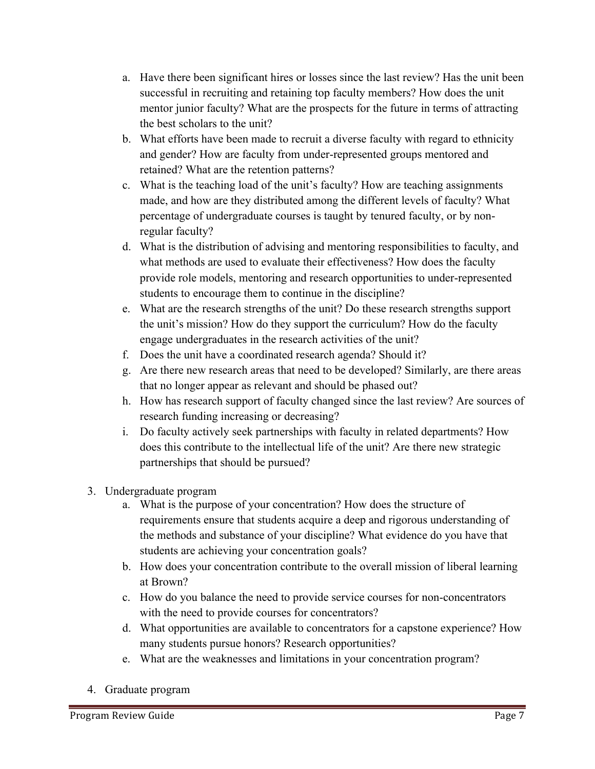a. Have there been significant hires or losses since the last review? Has the unit been successful in recruiting and retaining top faculty members? How does the unit mentor junior faculty? What are the prospects for the future in terms of attracting the best scholars to the unit?
   b. What efforts have been made to recruit a diverse faculty with regard to ethnicity and gender? How are faculty from under-represented groups mentored and retained? What are the retention patterns?
   c. What is the teaching load of the unit's faculty? How are teaching assignments made, and how are they distributed among the different levels of faculty? What percentage of undergraduate courses is taught by tenured faculty, or by non-regular faculty?
   d. What is the distribution of advising and mentoring responsibilities to faculty, and what methods are used to evaluate their effectiveness? How does the faculty provide role models, mentoring and research opportunities to under-represented students to encourage them to continue in the discipline?
   e. What are the research strengths of the unit? Do these research strengths support the unit's mission? How do they support the curriculum? How do the faculty engage undergraduates in the research activities of the unit?
   f. Does the unit have a coordinated research agenda? Should it?
   g. Are there new research areas that need to be developed? Similarly, are there areas that no longer appear as relevant and should be phased out?
   h. How has research support of faculty changed since the last review? Are sources of research funding increasing or decreasing?
   i. Do faculty actively seek partnerships with faculty in related departments? How does this contribute to the intellectual life of the unit? Are there new strategic partnerships that should be pursued?

3. Undergraduate program
   a. What is the purpose of your concentration? How does the structure of requirements ensure that students acquire a deep and rigorous understanding of the methods and substance of your discipline? What evidence do you have that students are achieving your concentration goals?
   b. How does your concentration contribute to the overall mission of liberal learning at Brown?
   c. How do you balance the need to provide service courses for non-concentrators with the need to provide courses for concentrators?
   d. What opportunities are available to concentrators for a capstone experience? How many students pursue honors? Research opportunities?
   e. What are the weaknesses and limitations in your concentration program?

4. Graduate program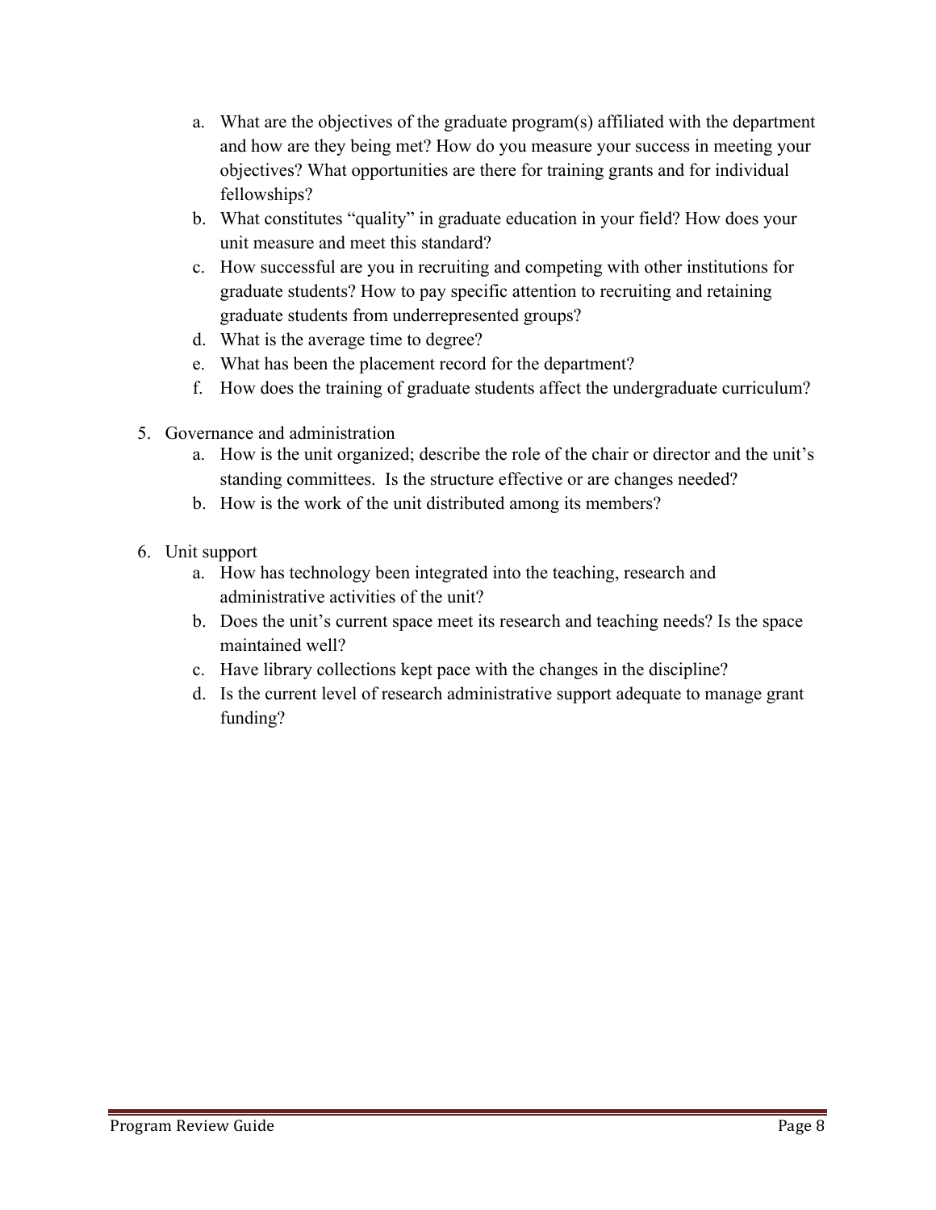a. What are the objectives of the graduate program(s) affiliated with the department and how are they being met? How do you measure your success in meeting your objectives? What opportunities are there for training grants and for individual fellowships?
b. What constitutes "quality" in graduate education in your field? How does your unit measure and meet this standard?
c. How successful are you in recruiting and competing with other institutions for graduate students? How to pay specific attention to recruiting and retaining graduate students from underrepresented groups?
d. What is the average time to degree?
e. What has been the placement record for the department?
f. How does the training of graduate students affect the undergraduate curriculum?

5. Governance and administration
    a. How is the unit organized; describe the role of the chair or director and the unit's standing committees. Is the structure effective or are changes needed?
    b. How is the work of the unit distributed among its members?

6. Unit support
    a. How has technology been integrated into the teaching, research and administrative activities of the unit?
    b. Does the unit's current space meet its research and teaching needs? Is the space maintained well?
    c. Have library collections kept pace with the changes in the discipline?
    d. Is the current level of research administrative support adequate to manage grant funding?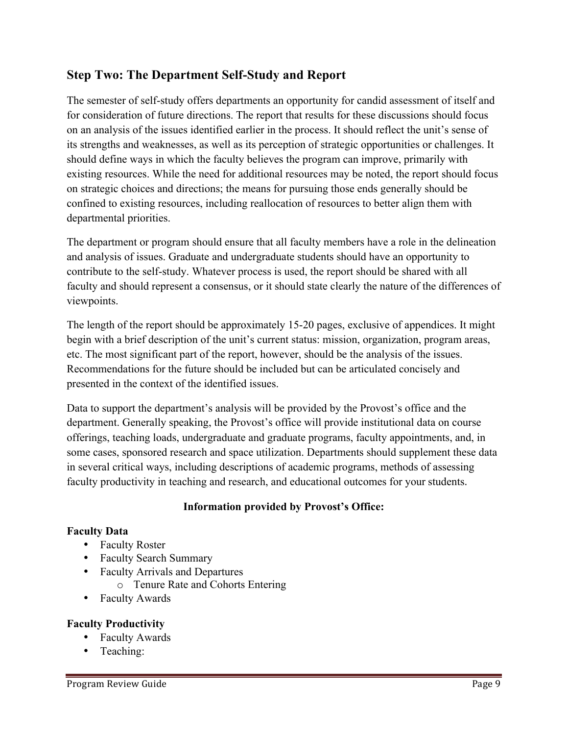## Step Two: The Department Self-Study and Report

The semester of self-study offers departments an opportunity for candid assessment of itself and for consideration of future directions. The report that results for these discussions should focus on an analysis of the issues identified earlier in the process. It should reflect the unit's sense of its strengths and weaknesses, as well as its perception of strategic opportunities or challenges. It should define ways in which the faculty believes the program can improve, primarily with existing resources. While the need for additional resources may be noted, the report should focus on strategic choices and directions; the means for pursuing those ends generally should be confined to existing resources, including reallocation of resources to better align them with departmental priorities.

The department or program should ensure that all faculty members have a role in the delineation and analysis of issues. Graduate and undergraduate students should have an opportunity to contribute to the self-study. Whatever process is used, the report should be shared with all faculty and should represent a consensus, or it should state clearly the nature of the differences of viewpoints.

The length of the report should be approximately 15-20 pages, exclusive of appendices. It might begin with a brief description of the unit's current status: mission, organization, program areas, etc. The most significant part of the report, however, should be the analysis of the issues. Recommendations for the future should be included but can be articulated concisely and presented in the context of the identified issues.

Data to support the department's analysis will be provided by the Provost's office and the department. Generally speaking, the Provost's office will provide institutional data on course offerings, teaching loads, undergraduate and graduate programs, faculty appointments, and, in some cases, sponsored research and space utilization. Departments should supplement these data in several critical ways, including descriptions of academic programs, methods of assessing faculty productivity in teaching and research, and educational outcomes for your students.

**Information provided by Provost's Office:**

**Faculty Data**

- Faculty Roster
- Faculty Search Summary
- Faculty Arrivals and Departures
  - Tenure Rate and Cohorts Entering
- Faculty Awards

**Faculty Productivity**

- Faculty Awards
- Teaching: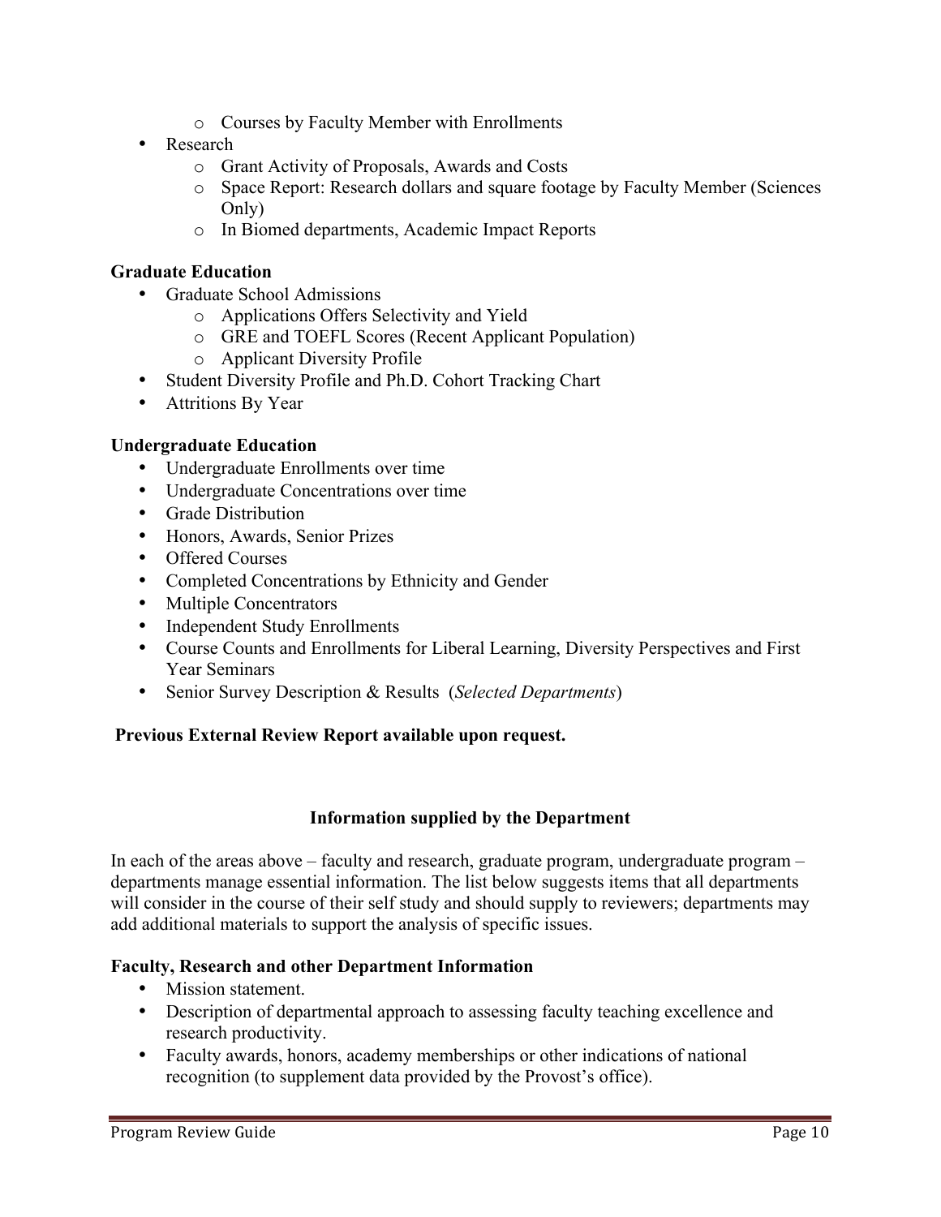- Courses by Faculty Member with Enrollments
- Research
  - Grant Activity of Proposals, Awards and Costs
  - Space Report: Research dollars and square footage by Faculty Member (Sciences Only)
  - In Biomed departments, Academic Impact Reports

**Graduate Education**

- Graduate School Admissions
  - Applications Offers Selectivity and Yield
  - GRE and TOEFL Scores (Recent Applicant Population)
  - Applicant Diversity Profile
- Student Diversity Profile and Ph.D. Cohort Tracking Chart
- Attritions By Year

**Undergraduate Education**

- Undergraduate Enrollments over time
- Undergraduate Concentrations over time
- Grade Distribution
- Honors, Awards, Senior Prizes
- Offered Courses
- Completed Concentrations by Ethnicity and Gender
- Multiple Concentrators
- Independent Study Enrollments
- Course Counts and Enrollments for Liberal Learning, Diversity Perspectives and First Year Seminars
- Senior Survey Description & Results (*Selected Departments*)

**Previous External Review Report available upon request.**

## Information supplied by the Department

In each of the areas above – faculty and research, graduate program, undergraduate program – departments manage essential information. The list below suggests items that all departments will consider in the course of their self study and should supply to reviewers; departments may add additional materials to support the analysis of specific issues.

**Faculty, Research and other Department Information**

- Mission statement.
- Description of departmental approach to assessing faculty teaching excellence and research productivity.
- Faculty awards, honors, academy memberships or other indications of national recognition (to supplement data provided by the Provost's office).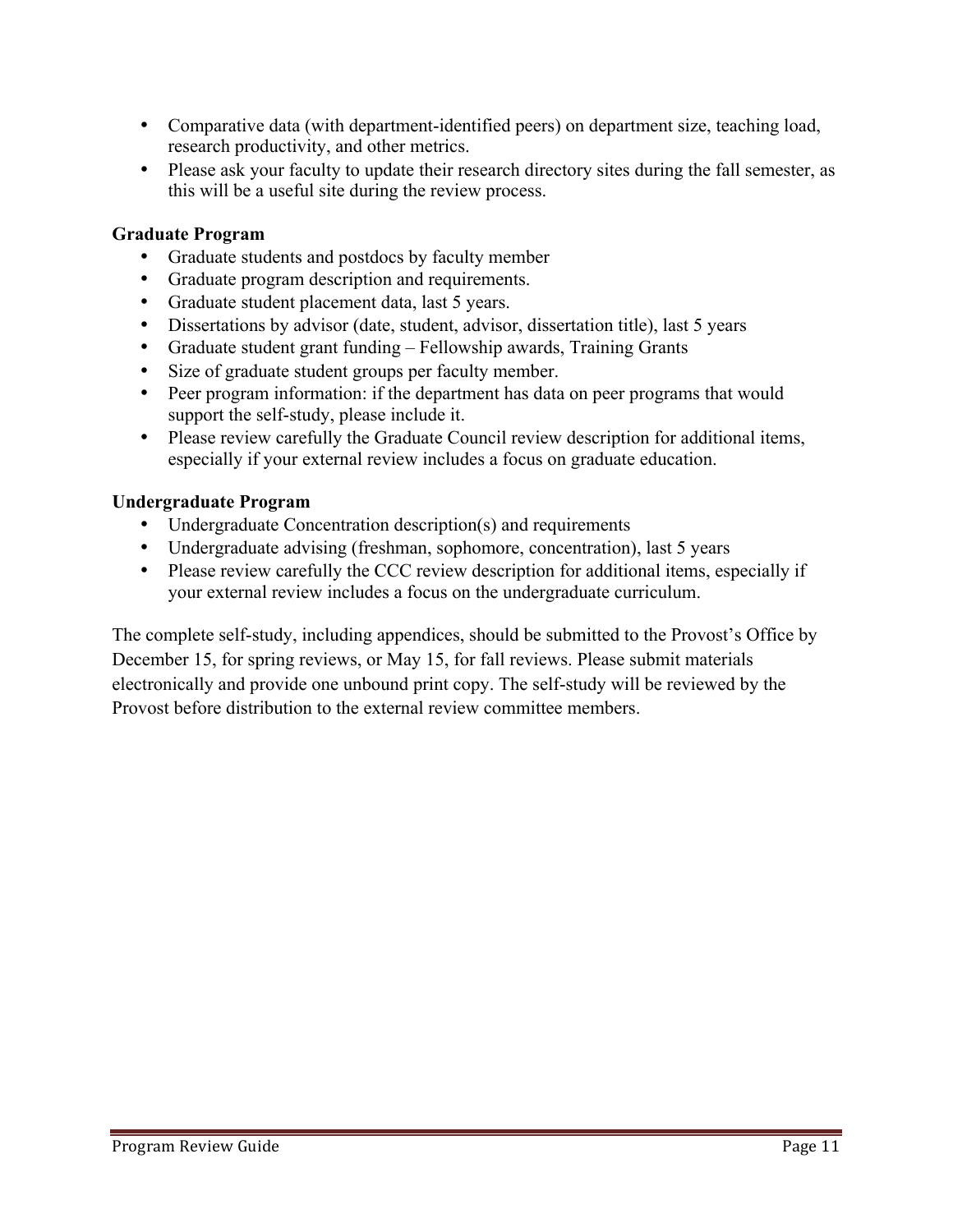- Comparative data (with department-identified peers) on department size, teaching load, research productivity, and other metrics.
- Please ask your faculty to update their research directory sites during the fall semester, as this will be a useful site during the review process.

**Graduate Program**

- Graduate students and postdocs by faculty member
- Graduate program description and requirements.
- Graduate student placement data, last 5 years.
- Dissertations by advisor (date, student, advisor, dissertation title), last 5 years
- Graduate student grant funding – Fellowship awards, Training Grants
- Size of graduate student groups per faculty member.
- Peer program information: if the department has data on peer programs that would support the self-study, please include it.
- Please review carefully the Graduate Council review description for additional items, especially if your external review includes a focus on graduate education.

**Undergraduate Program**

- Undergraduate Concentration description(s) and requirements
- Undergraduate advising (freshman, sophomore, concentration), last 5 years
- Please review carefully the CCC review description for additional items, especially if your external review includes a focus on the undergraduate curriculum.

The complete self-study, including appendices, should be submitted to the Provost's Office by December 15, for spring reviews, or May 15, for fall reviews. Please submit materials electronically and provide one unbound print copy. The self-study will be reviewed by the Provost before distribution to the external review committee members.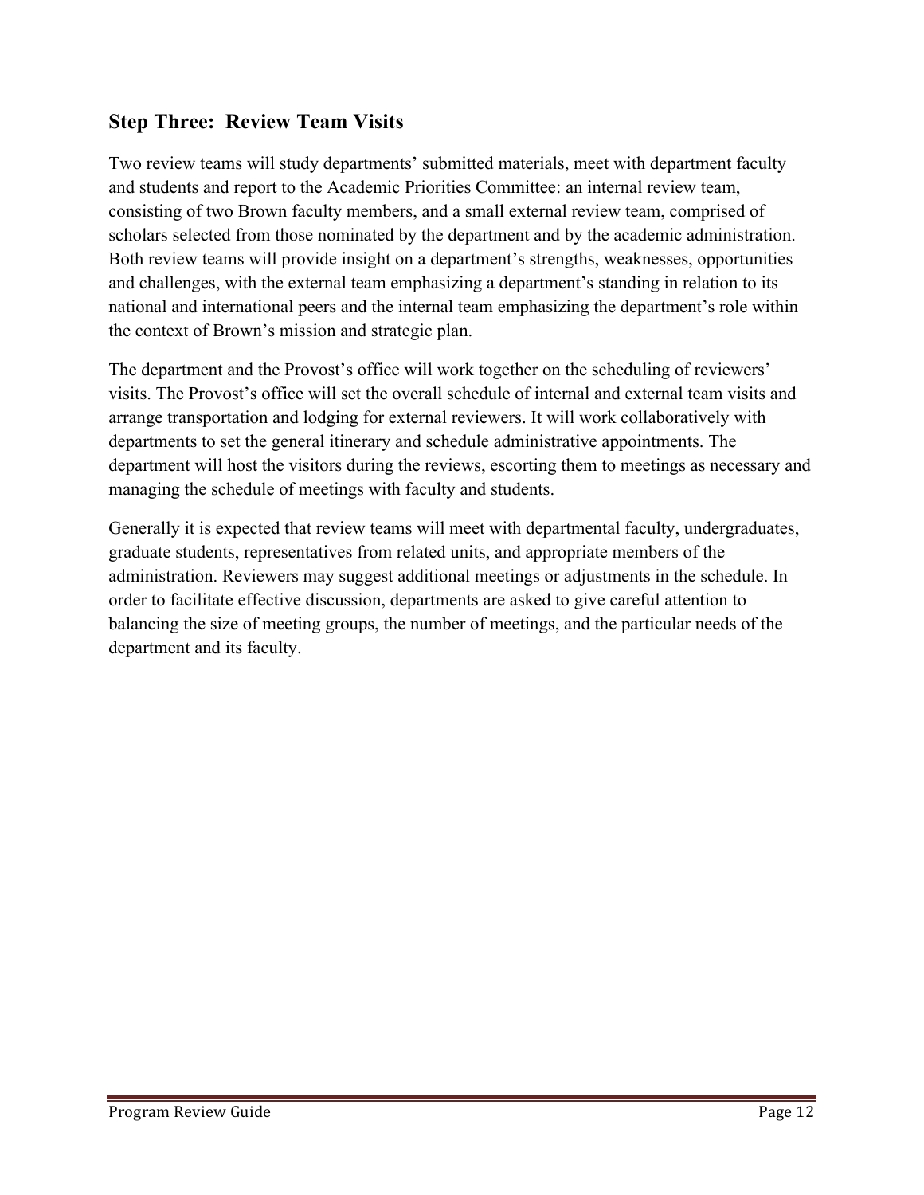## Step Three: Review Team Visits

Two review teams will study departments' submitted materials, meet with department faculty and students and report to the Academic Priorities Committee: an internal review team, consisting of two Brown faculty members, and a small external review team, comprised of scholars selected from those nominated by the department and by the academic administration. Both review teams will provide insight on a department's strengths, weaknesses, opportunities and challenges, with the external team emphasizing a department's standing in relation to its national and international peers and the internal team emphasizing the department's role within the context of Brown's mission and strategic plan.

The department and the Provost's office will work together on the scheduling of reviewers' visits. The Provost's office will set the overall schedule of internal and external team visits and arrange transportation and lodging for external reviewers. It will work collaboratively with departments to set the general itinerary and schedule administrative appointments. The department will host the visitors during the reviews, escorting them to meetings as necessary and managing the schedule of meetings with faculty and students.

Generally it is expected that review teams will meet with departmental faculty, undergraduates, graduate students, representatives from related units, and appropriate members of the administration. Reviewers may suggest additional meetings or adjustments in the schedule. In order to facilitate effective discussion, departments are asked to give careful attention to balancing the size of meeting groups, the number of meetings, and the particular needs of the department and its faculty.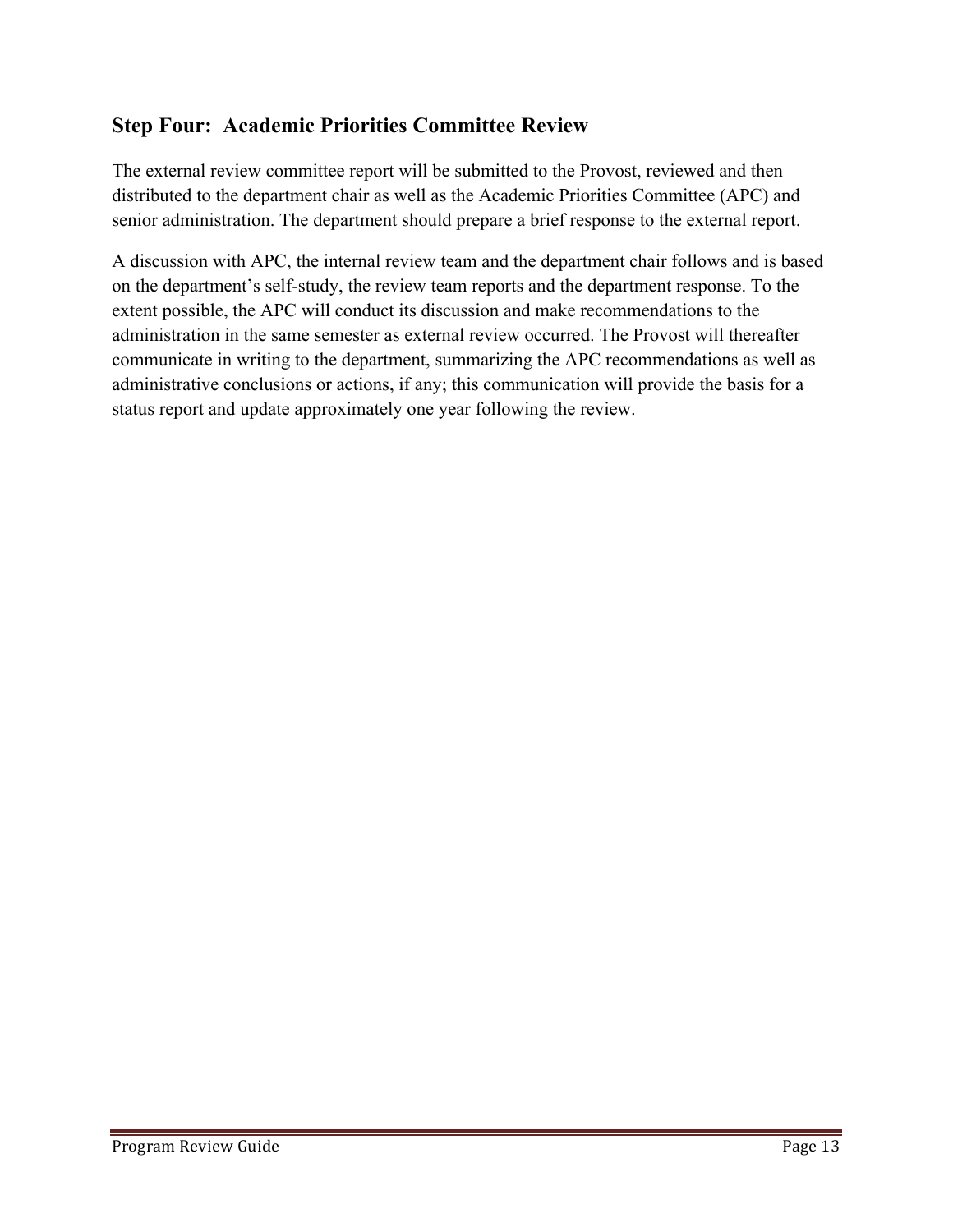## Step Four: Academic Priorities Committee Review

The external review committee report will be submitted to the Provost, reviewed and then distributed to the department chair as well as the Academic Priorities Committee (APC) and senior administration. The department should prepare a brief response to the external report.

A discussion with APC, the internal review team and the department chair follows and is based on the department's self-study, the review team reports and the department response. To the extent possible, the APC will conduct its discussion and make recommendations to the administration in the same semester as external review occurred. The Provost will thereafter communicate in writing to the department, summarizing the APC recommendations as well as administrative conclusions or actions, if any; this communication will provide the basis for a status report and update approximately one year following the review.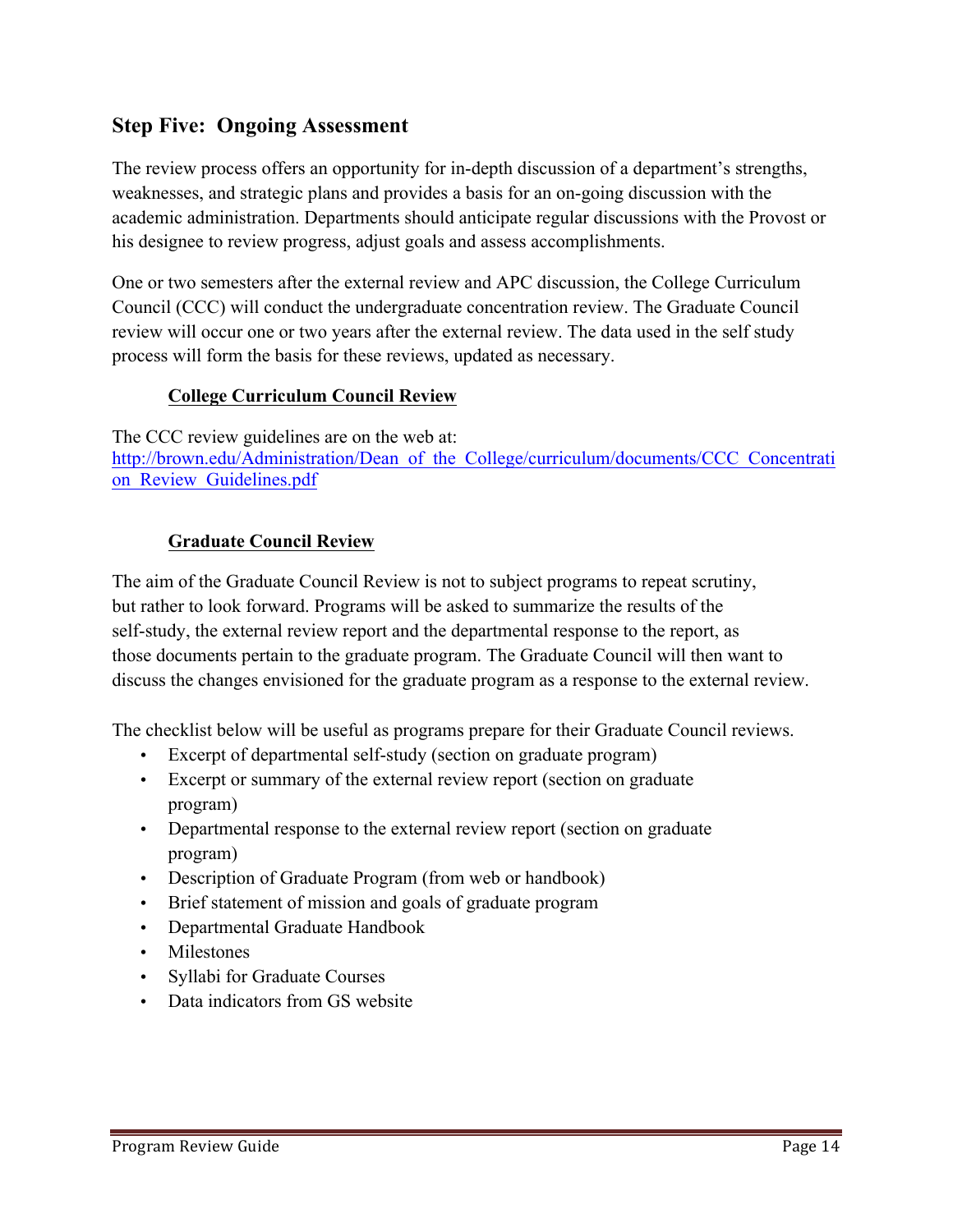## Step Five: Ongoing Assessment

The review process offers an opportunity for in-depth discussion of a department's strengths, weaknesses, and strategic plans and provides a basis for an on-going discussion with the academic administration. Departments should anticipate regular discussions with the Provost or his designee to review progress, adjust goals and assess accomplishments.

One or two semesters after the external review and APC discussion, the College Curriculum Council (CCC) will conduct the undergraduate concentration review. The Graduate Council review will occur one or two years after the external review. The data used in the self study process will form the basis for these reviews, updated as necessary.

### College Curriculum Council Review

The CCC review guidelines are on the web at:
[http://brown.edu/Administration/Dean_of_the_College/curriculum/documents/CCC_Concentration_Review_Guidelines.pdf](http://brown.edu/Administration/Dean_of_the_College/curriculum/documents/CCC_Concentration_Review_Guidelines.pdf)

### Graduate Council Review

The aim of the Graduate Council Review is not to subject programs to repeat scrutiny, but rather to look forward. Programs will be asked to summarize the results of the self-study, the external review report and the departmental response to the report, as those documents pertain to the graduate program. The Graduate Council will then want to discuss the changes envisioned for the graduate program as a response to the external review.

The checklist below will be useful as programs prepare for their Graduate Council reviews.

- Excerpt of departmental self-study (section on graduate program)
- Excerpt or summary of the external review report (section on graduate program)
- Departmental response to the external review report (section on graduate program)
- Description of Graduate Program (from web or handbook)
- Brief statement of mission and goals of graduate program
- Departmental Graduate Handbook
- Milestones
- Syllabi for Graduate Courses
- Data indicators from GS website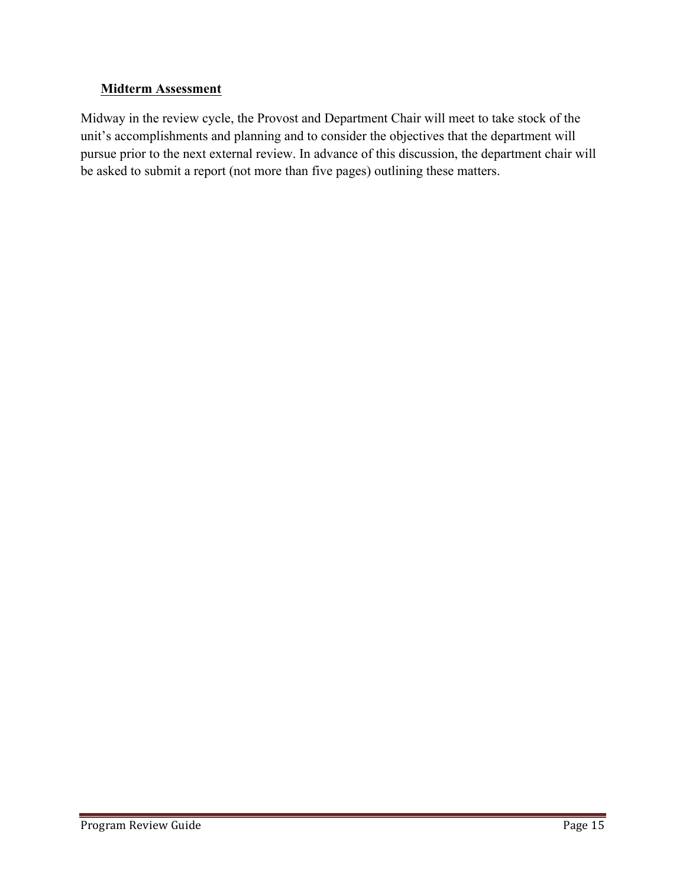### **Midterm Assessment**

Midway in the review cycle, the Provost and Department Chair will meet to take stock of the unit's accomplishments and planning and to consider the objectives that the department will pursue prior to the next external review. In advance of this discussion, the department chair will be asked to submit a report (not more than five pages) outlining these matters.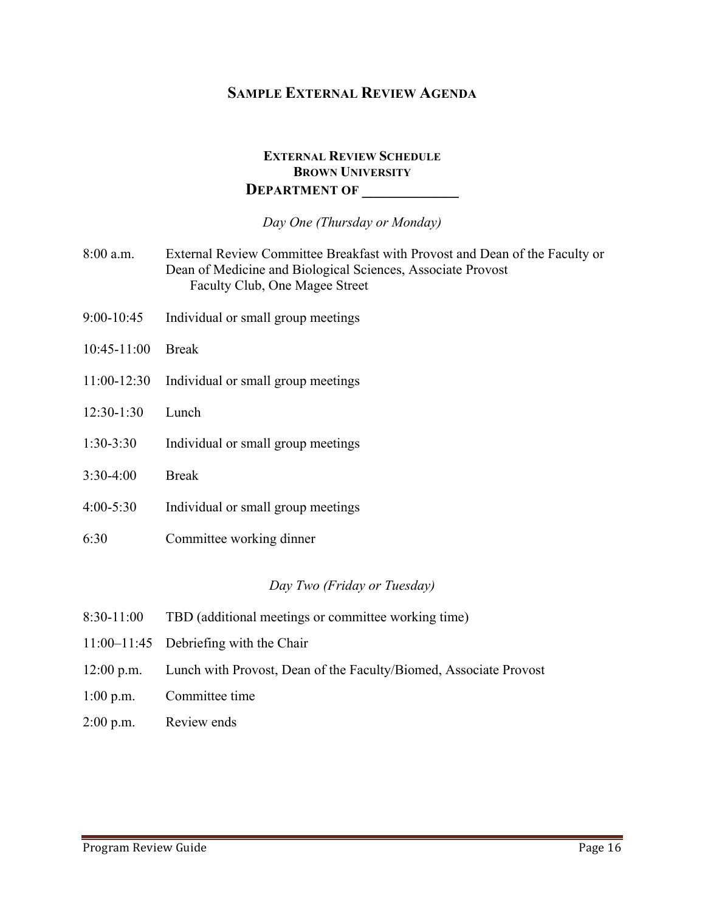## Sample External Review Agenda

### External Review Schedule
### Brown University
### Department of _____________

*Day One (Thursday or Monday)*

8:00 a.m. External Review Committee Breakfast with Provost and Dean of the Faculty or Dean of Medicine and Biological Sciences, Associate Provost
  Faculty Club, One Magee Street

9:00-10:45 Individual or small group meetings

10:45-11:00 Break

11:00-12:30 Individual or small group meetings

12:30-1:30 Lunch

1:30-3:30 Individual or small group meetings

3:30-4:00 Break

4:00-5:30 Individual or small group meetings

6:30 Committee working dinner

*Day Two (Friday or Tuesday)*

8:30-11:00 TBD (additional meetings or committee working time)

11:00–11:45 Debriefing with the Chair

12:00 p.m. Lunch with Provost, Dean of the Faculty/Biomed, Associate Provost

1:00 p.m. Committee time

2:00 p.m. Review ends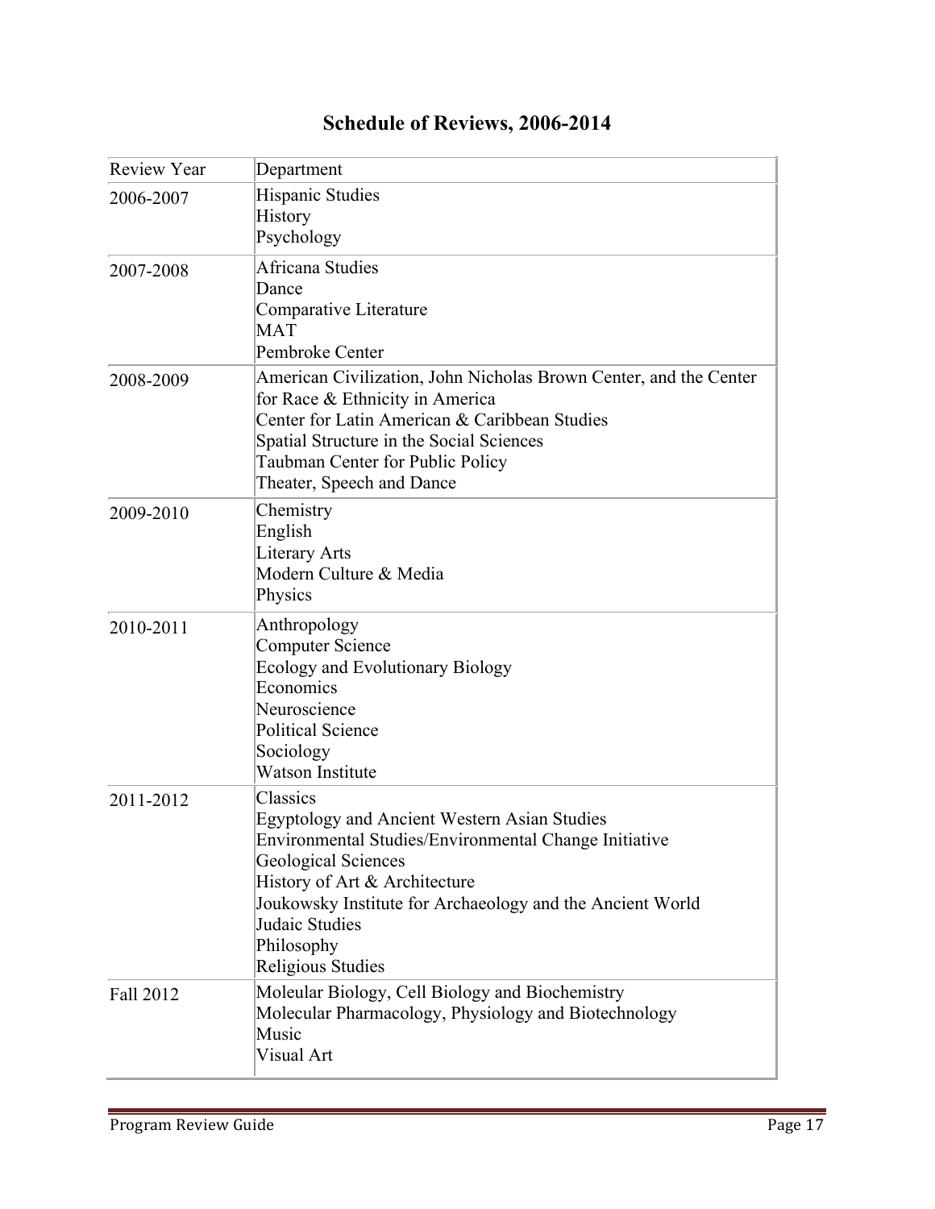# Schedule of Reviews, 2006-2014

| Review Year | Department |
| --- | --- |
| 2006-2007 | Hispanic Studies<br>History<br>Psychology |
| 2007-2008 | Africana Studies<br>Dance<br>Comparative Literature<br>MAT<br>Pembroke Center |
| 2008-2009 | American Civilization, John Nicholas Brown Center, and the Center for Race & Ethnicity in America<br>Center for Latin American & Caribbean Studies<br>Spatial Structure in the Social Sciences<br>Taubman Center for Public Policy<br>Theater, Speech and Dance |
| 2009-2010 | Chemistry<br>English<br>Literary Arts<br>Modern Culture & Media<br>Physics |
| 2010-2011 | Anthropology<br>Computer Science<br>Ecology and Evolutionary Biology<br>Economics<br>Neuroscience<br>Political Science<br>Sociology<br>Watson Institute |
| 2011-2012 | Classics<br>Egyptology and Ancient Western Asian Studies<br>Environmental Studies/Environmental Change Initiative<br>Geological Sciences<br>History of Art & Architecture<br>Joukowsky Institute for Archaeology and the Ancient World<br>Judaic Studies<br>Philosophy<br>Religious Studies |
| Fall 2012 | Moleular Biology, Cell Biology and Biochemistry<br>Molecular Pharmacology, Physiology and Biotechnology<br>Music<br>Visual Art |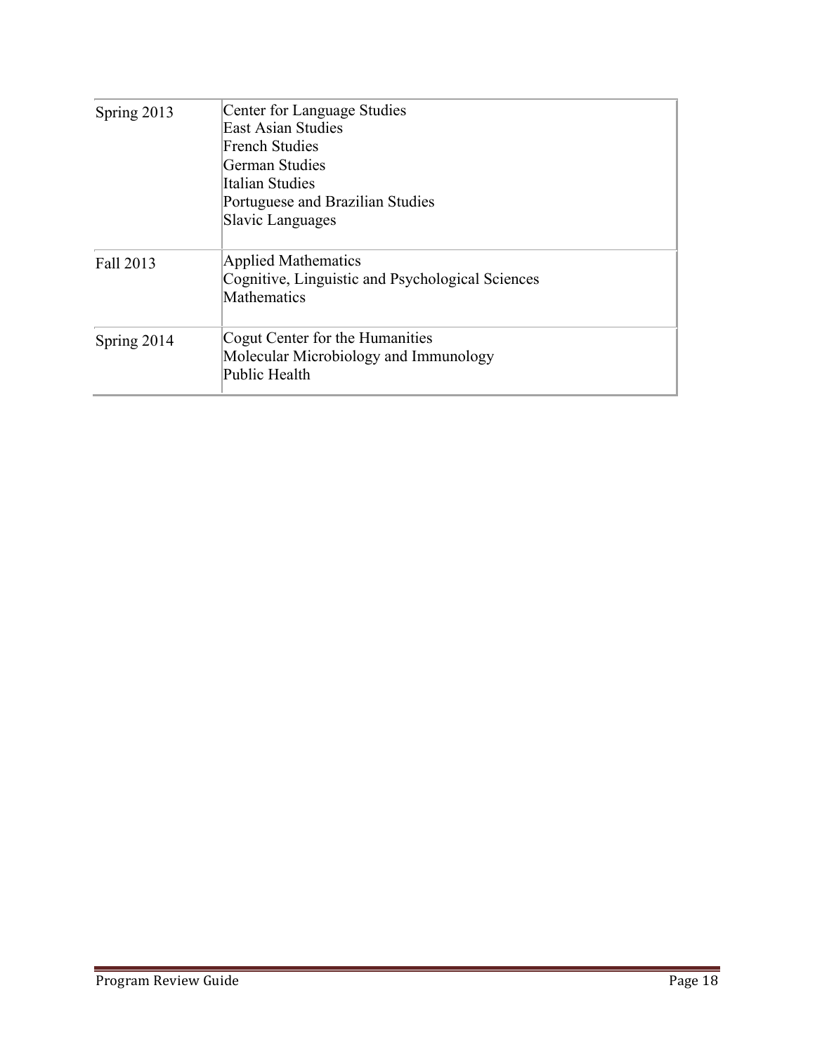| | |
|---|---|
| Spring 2013 | Center for Language Studies<br>East Asian Studies<br>French Studies<br>German Studies<br>Italian Studies<br>Portuguese and Brazilian Studies<br>Slavic Languages |
| Fall 2013 | Applied Mathematics<br>Cognitive, Linguistic and Psychological Sciences<br>Mathematics |
| Spring 2014 | Cogut Center for the Humanities<br>Molecular Microbiology and Immunology<br>Public Health |